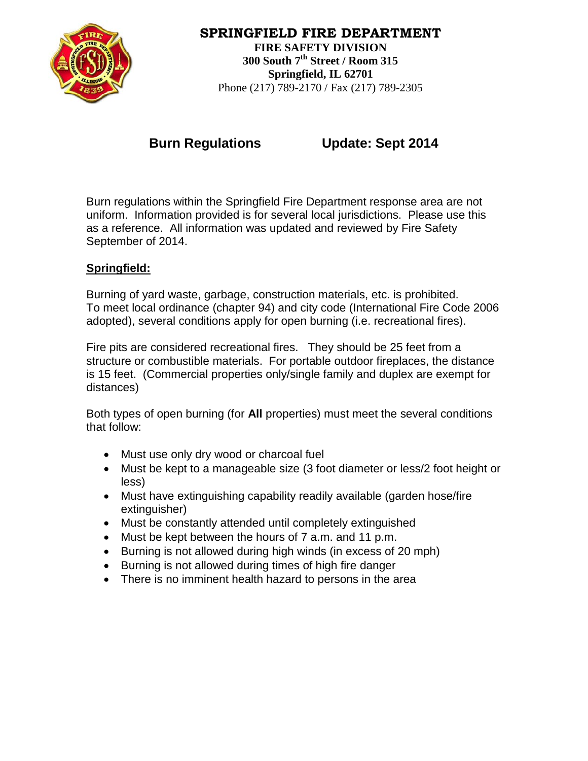**SPRINGFIELD FIRE DEPARTMENT**
**FIRE SAFETY DIVISION**
**300 South 7th Street / Room 315**
**Springfield, IL 62701**
Phone (217) 789-2170 / Fax (217) 789-2305

## Burn Regulations — Update: Sept 2014

Burn regulations within the Springfield Fire Department response area are not uniform. Information provided is for several local jurisdictions. Please use this as a reference. All information was updated and reviewed by Fire Safety September of 2014.

### Springfield:

Burning of yard waste, garbage, construction materials, etc. is prohibited. To meet local ordinance (chapter 94) and city code (International Fire Code 2006 adopted), several conditions apply for open burning (i.e. recreational fires).

Fire pits are considered recreational fires. They should be 25 feet from a structure or combustible materials. For portable outdoor fireplaces, the distance is 15 feet. (Commercial properties only/single family and duplex are exempt for distances)

Both types of open burning (for **All** properties) must meet the several conditions that follow:

- Must use only dry wood or charcoal fuel
- Must be kept to a manageable size (3 foot diameter or less/2 foot height or less)
- Must have extinguishing capability readily available (garden hose/fire extinguisher)
- Must be constantly attended until completely extinguished
- Must be kept between the hours of 7 a.m. and 11 p.m.
- Burning is not allowed during high winds (in excess of 20 mph)
- Burning is not allowed during times of high fire danger
- There is no imminent health hazard to persons in the area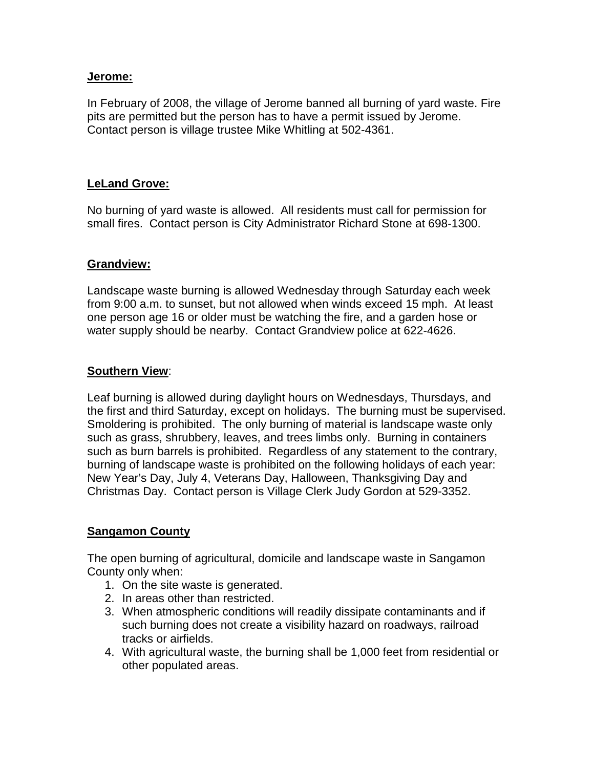**Jerome:**

In February of 2008, the village of Jerome banned all burning of yard waste. Fire pits are permitted but the person has to have a permit issued by Jerome. Contact person is village trustee Mike Whitling at 502-4361.

**LeLand Grove:**

No burning of yard waste is allowed. All residents must call for permission for small fires. Contact person is City Administrator Richard Stone at 698-1300.

**Grandview:**

Landscape waste burning is allowed Wednesday through Saturday each week from 9:00 a.m. to sunset, but not allowed when winds exceed 15 mph. At least one person age 16 or older must be watching the fire, and a garden hose or water supply should be nearby. Contact Grandview police at 622-4626.

**Southern View**:

Leaf burning is allowed during daylight hours on Wednesdays, Thursdays, and the first and third Saturday, except on holidays. The burning must be supervised. Smoldering is prohibited. The only burning of material is landscape waste only such as grass, shrubbery, leaves, and trees limbs only. Burning in containers such as burn barrels is prohibited. Regardless of any statement to the contrary, burning of landscape waste is prohibited on the following holidays of each year: New Year's Day, July 4, Veterans Day, Halloween, Thanksgiving Day and Christmas Day. Contact person is Village Clerk Judy Gordon at 529-3352.

**Sangamon County**

The open burning of agricultural, domicile and landscape waste in Sangamon County only when:

1. On the site waste is generated.
2. In areas other than restricted.
3. When atmospheric conditions will readily dissipate contaminants and if such burning does not create a visibility hazard on roadways, railroad tracks or airfields.
4. With agricultural waste, the burning shall be 1,000 feet from residential or other populated areas.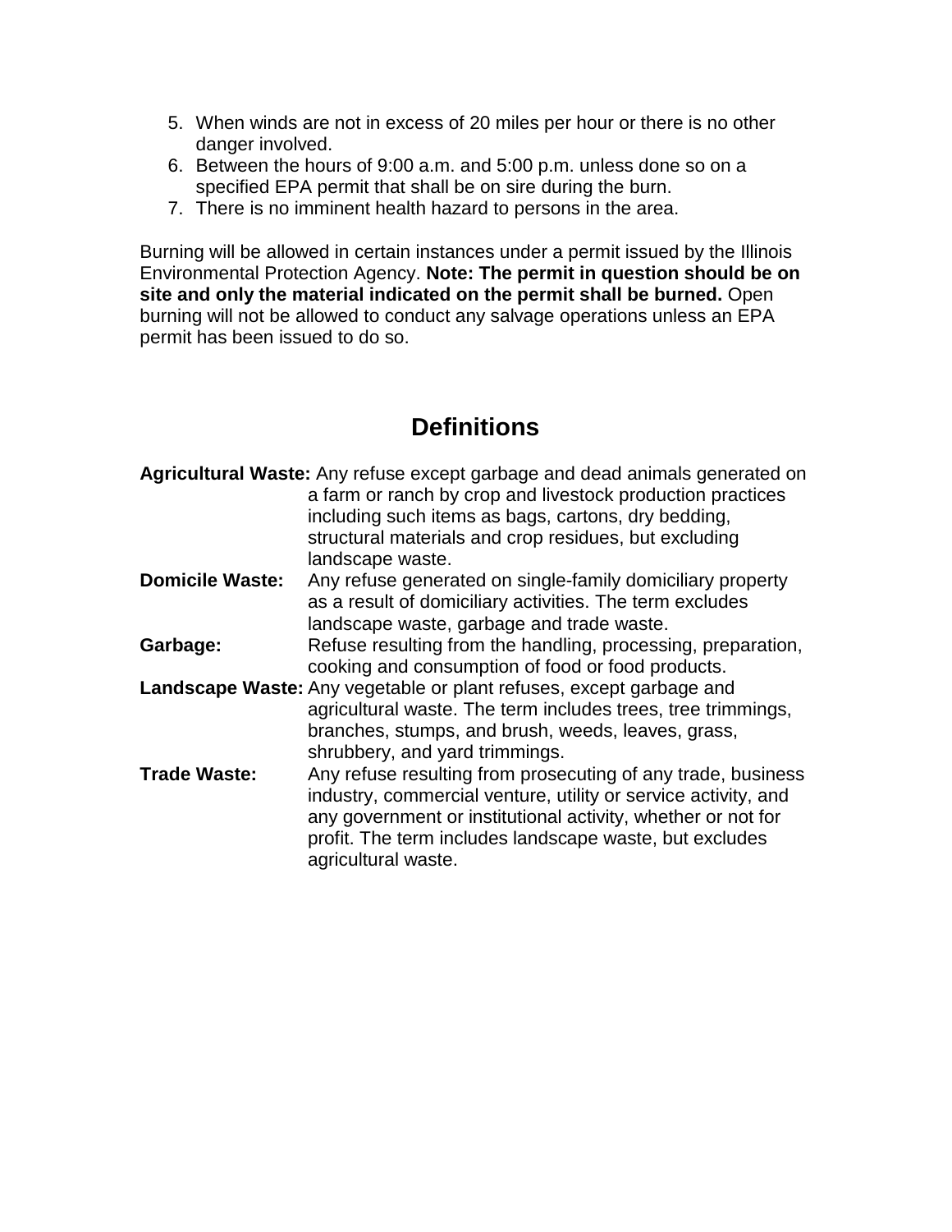5. When winds are not in excess of 20 miles per hour or there is no other danger involved.
6. Between the hours of 9:00 a.m. and 5:00 p.m. unless done so on a specified EPA permit that shall be on sire during the burn.
7. There is no imminent health hazard to persons in the area.

Burning will be allowed in certain instances under a permit issued by the Illinois Environmental Protection Agency. **Note: The permit in question should be on site and only the material indicated on the permit shall be burned.** Open burning will not be allowed to conduct any salvage operations unless an EPA permit has been issued to do so.

## Definitions

**Agricultural Waste:** Any refuse except garbage and dead animals generated on a farm or ranch by crop and livestock production practices including such items as bags, cartons, dry bedding, structural materials and crop residues, but excluding landscape waste.

**Domicile Waste:** Any refuse generated on single-family domiciliary property as a result of domiciliary activities. The term excludes landscape waste, garbage and trade waste.

**Garbage:** Refuse resulting from the handling, processing, preparation, cooking and consumption of food or food products.

**Landscape Waste:** Any vegetable or plant refuses, except garbage and agricultural waste. The term includes trees, tree trimmings, branches, stumps, and brush, weeds, leaves, grass, shrubbery, and yard trimmings.

**Trade Waste:** Any refuse resulting from prosecuting of any trade, business industry, commercial venture, utility or service activity, and any government or institutional activity, whether or not for profit. The term includes landscape waste, but excludes agricultural waste.